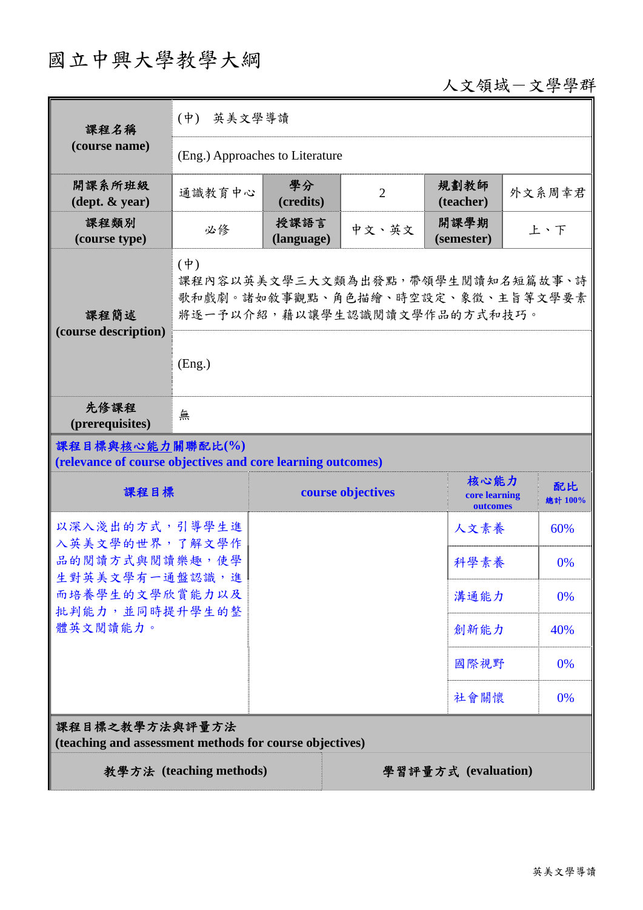# 國立中興大學教學大綱

人文領域－文學學群

| 課程名稱 (course name) | (中) 英美文學導讀 | | | | |
|---|---|---|---|---|---|
| | (Eng.) Approaches to Literature | | | | |
| 開課系所班級 (dept. & year) | 通識教育中心 | 學分 (credits) | 2 | 規劃教師 (teacher) | 外文系周幸君 |
| 課程類別 (course type) | 必修 | 授課語言 (language) | 中文、英文 | 開課學期 (semester) | 上、下 |
| 課程簡述 (course description) | (中) 課程內容以英美文學三大文類為出發點，帶領學生閱讀知名短篇故事、詩歌和戲劇。諸如敘事觀點、角色描繪、時空設定、象徵、主旨等文學要素將逐一予以介紹，藉以讓學生認識閱讀文學作品的方式和技巧。 | | | | |
| | (Eng.) | | | | |
| 先修課程 (prerequisites) | 無 | | | | |

**課程目標與核心能力關聯配比(%)**
**(relevance of course objectives and core learning outcomes)**

| 課程目標 | course objectives | 核心能力 core learning outcomes | 配比 總計 100% |
|---|---|---|---|
| 以深入淺出的方式，引導學生進入英美文學的世界，了解文學作品的閱讀方式與閱讀樂趣，使學生對英美文學有一通盤認識，進而培養學生的文學欣賞能力以及批判能力，並同時提升學生的整體英文閱讀能力。 | | 人文素養 | 60% |
| | | 科學素養 | 0% |
| | | 溝通能力 | 0% |
| | | 創新能力 | 40% |
| | | 國際視野 | 0% |
| | | 社會關懷 | 0% |

**課程目標之教學方法與評量方法**
**(teaching and assessment methods for course objectives)**

| 教學方法 (teaching methods) | 學習評量方式 (evaluation) |
|---|---|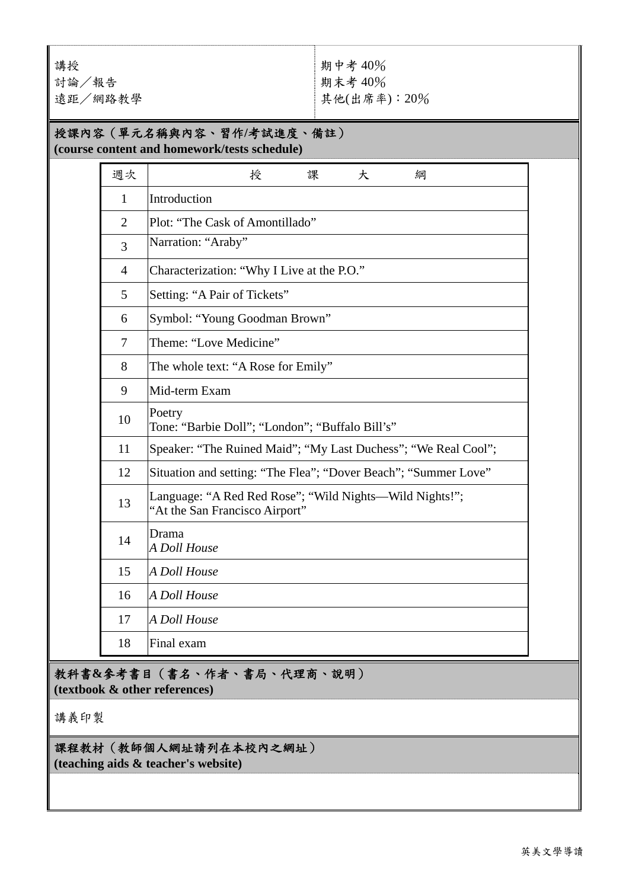| | |
|---|---|
| 講授<br>討論／報告<br>遠距／網路教學 | 期中考 40％<br>期末考 40％<br>其他(出席率)：20％ |

## 授課內容（單元名稱與內容、習作/考試進度、備註）
**(course content and homework/tests schedule)**

| 週次 | 授　　課　　大　　綱 |
|---|---|
| 1 | Introduction |
| 2 | Plot: "The Cask of Amontillado" |
| 3 | Narration: "Araby" |
| 4 | Characterization: "Why I Live at the P.O." |
| 5 | Setting: "A Pair of Tickets" |
| 6 | Symbol: "Young Goodman Brown" |
| 7 | Theme: "Love Medicine" |
| 8 | The whole text: "A Rose for Emily" |
| 9 | Mid-term Exam |
| 10 | Poetry<br>Tone: "Barbie Doll"; "London"; "Buffalo Bill's" |
| 11 | Speaker: "The Ruined Maid"; "My Last Duchess"; "We Real Cool"; |
| 12 | Situation and setting: "The Flea"; "Dover Beach"; "Summer Love" |
| 13 | Language: "A Red Red Rose"; "Wild Nights—Wild Nights!";<br>"At the San Francisco Airport" |
| 14 | Drama<br>*A Doll House* |
| 15 | *A Doll House* |
| 16 | *A Doll House* |
| 17 | *A Doll House* |
| 18 | Final exam |

## 教科書&參考書目（書名、作者、書局、代理商、說明）
**(textbook & other references)**

講義印製

## 課程教材（教師個人網址請列在本校內之網址）
**(teaching aids & teacher's website)**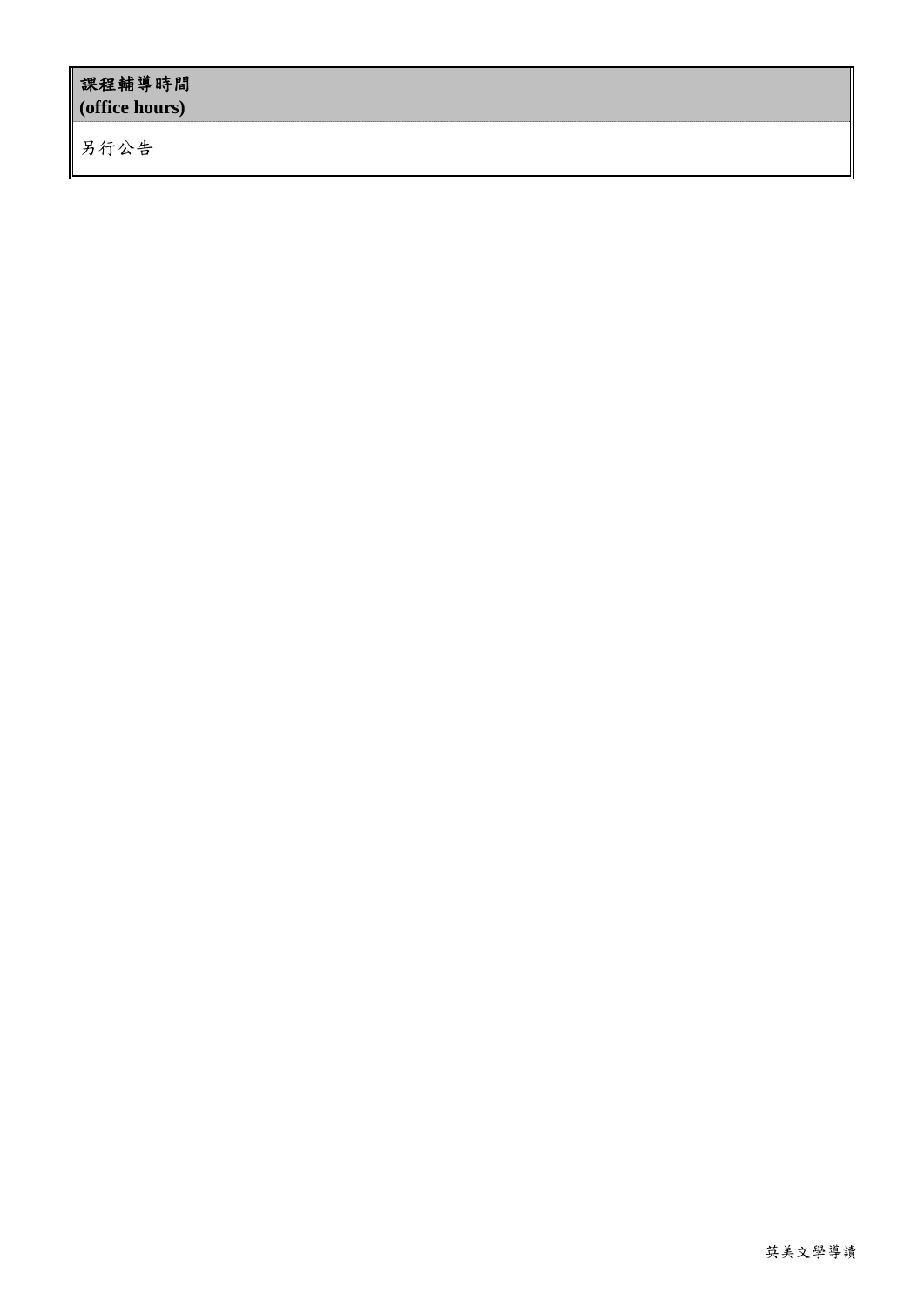| 課程輔導時間 (office hours) |
| --- |
| 另行公告 |